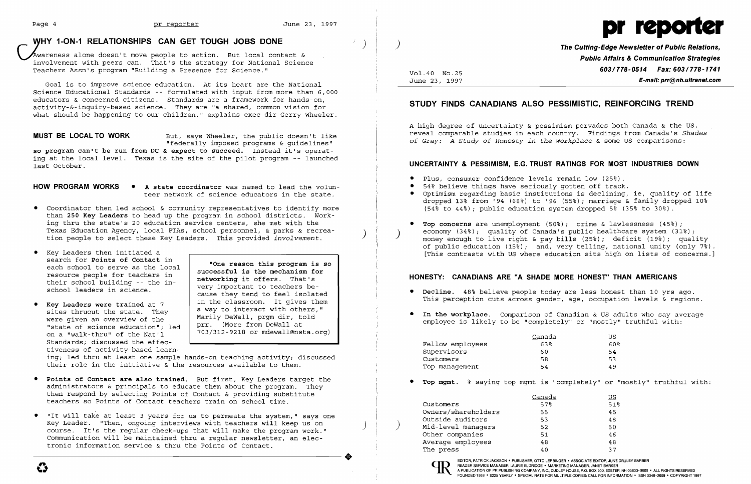## WHY 1-ON-1 RELATIONSHIPS CAN GET TOUGH JOBS DONE

Awareness alone doesn't move people to action. But local contact & involvement with peers can. That's the strategy for National Science Teachers Assn's program "Building a Presence for Science."

Goal is to improve science education. At its heart are the National Science Educational Standards -- formulated with input from more than 6,000 educators & concerned citizens. Standards are a framework for hands-on, activity-&-inquiry-based science. They are "a shared, common vision for what should be happening to our children," explains exec dir Gerry Wheeler.

**MUST BE LOCAL TO WORK** But, says Wheeler, the public doesn't like "federally imposed programs & guidelines" **so program can't be run from DC & expect to succeed.** Instead it's operating at the local level. Texas is the site of the pilot program -- launched last October.

**HOW PROGRAM WORKS**

- **A state coordinator** was named to lead the volunteer network of science educators in the state.
- Coordinator then led school & community representatives to identify more than **250 Key Leaders** to head up the program in school districts. Working thru the state's 20 education service centers, she met with the Texas Education Agency, local PTAs, school personnel, & parks & recreation people to select these Key Leaders. This provided *involvement*.
- Key Leaders then initiated a search for **Points of Contact** in each school to serve as the local resource people for teachers in their school building -- the in-school leaders in science.
- **Key Leaders were trained** at 7 sites thruout the state. They were given an overview of the "state of science education"; led on a "walk-thru" of the Nat'l Standards; discussed the effectiveness of activity-based learning; led thru at least one sample hands-on teaching activity; discussed their role in the initiative & the resources available to them.

> **"One reason this program is so successful is the mechanism for networking it offers.** That's very important to teachers because they tend to feel isolated in the classroom. It gives them a way to interact with others," Marily DeWall, prgm dir, told prr. (More from DeWall at 703/312-9218 or mdewall@nsta.org)

- **Points of Contact are also trained.** But first, Key Leaders target the administrators & principals to educate them about the program. They then respond by selecting Points of Contact & providing substitute teachers so Points of Contact teachers train on school time.
- "It will take at least 3 years for us to permeate the system," says one Key Leader. "Then, ongoing interviews with teachers will keep us on course. It's the regular check-ups that will make the program work." Communication will be maintained thru a regular newsletter, an electronic information service & thru the Points of Contact.

# pr reporter

**The Cutting-Edge Newsletter of Public Relations, Public Affairs & Communication Strategies**
**603/778-0514 Fax: 603/778-1741**
**E-mail: prr@nh.ultranet.com**

Vol.40 No.25
June 23, 1997

## STUDY FINDS CANADIANS ALSO PESSIMISTIC, REINFORCING TREND

A high degree of uncertainty & pessimism pervades both Canada & the US, reveal comparable studies in each country. Findings from Canada's *Shades of Gray: A Study of Honesty in the Workplace* & some US comparisons:

### UNCERTAINTY & PESSIMISM, E.G. TRUST RATINGS FOR MOST INDUSTRIES DOWN

- Plus, consumer confidence levels remain low (25%).
- 54% believe things have seriously gotten off track.
- Optimism regarding basic institutions is declining, ie, quality of life dropped 13% from '94 (68%) to '96 (55%); marriage & family dropped 10% (54% to 44%); public education system dropped 5% (35% to 30%).
- **Top concerns** are unemployment (50%); crime & lawlessness (45%); economy (34%); quality of Canada's public healthcare system (31%); money enough to live right & pay bills (25%); deficit (19%); quality of public education (15%); and, very telling, national unity (only 7%). [This contrasts with US where education sits high on lists of concerns.]

### HONESTY: CANADIANS ARE "A SHADE MORE HONEST" THAN AMERICANS

- **Decline.** 48% believe people today are less honest than 10 yrs ago. This perception cuts across gender, age, occupation levels & regions.
- **In the workplace.** Comparison of Canadian & US adults who say average employee is likely to be "completely" or "mostly" truthful with:

| | Canada | US |
|---|---|---|
| Fellow employees | 63% | 60% |
| Supervisors | 60 | 54 |
| Customers | 58 | 53 |
| Top management | 54 | 49 |

- **Top mgmt.** % saying top mgmt is "completely" or "mostly" truthful with:

| | Canada | US |
|---|---|---|
| Customers | 57% | 51% |
| Owners/shareholders | 55 | 45 |
| Outside auditors | 53 | 48 |
| Mid-level managers | 52 | 50 |
| Other companies | 51 | 46 |
| Average employees | 48 | 48 |
| The press | 40 | 37 |

EDITOR, PATRICK JACKSON • PUBLISHER, OTTO LERBINGER • ASSOCIATE EDITOR, JUNE DRULEY BARBER
READER SERVICE MANAGER, LAURIE ELDRIDGE • MARKETING MANAGER, JANET BARKER
A PUBLICATION OF PR PUBLISHING COMPANY, INC., DUDLEY HOUSE, P.O. BOX 600, EXETER, NH 03833-0600 • ALL RIGHTS RESERVED
FOUNDED 1958 • $225 YEARLY • SPECIAL RATE FOR MULTIPLE COPIES: CALL FOR INFORMATION • ISSN 0048-2609 • COPYRIGHT 1997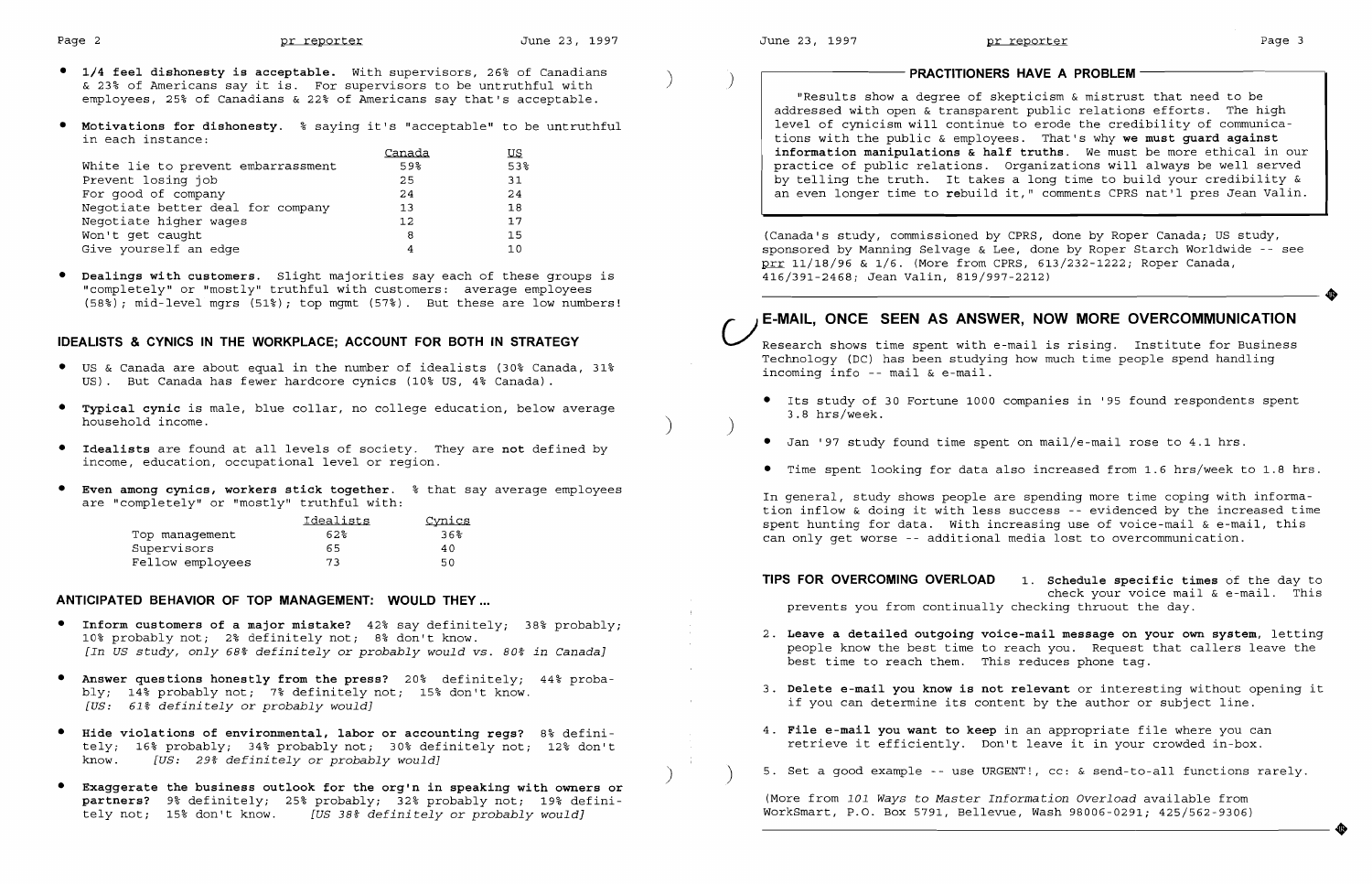- **1/4 feel dishonesty is acceptable.** With supervisors, 26% of Canadians & 23% of Americans say it is. For supervisors to be untruthful with employees, 25% of Canadians & 22% of Americans say that's acceptable.

- **Motivations for dishonesty.** % saying it's "acceptable" to be untruthful in each instance:

| | Canada | US |
|---|---|---|
| White lie to prevent embarrassment | 59% | 53% |
| Prevent losing job | 25 | 31 |
| For good of company | 24 | 24 |
| Negotiate better deal for company | 13 | 18 |
| Negotiate higher wages | 12 | 17 |
| Won't get caught | 8 | 15 |
| Give yourself an edge | 4 | 10 |

- **Dealings with customers.** Slight majorities say each of these groups is "completely" or "mostly" truthful with customers: average employees (58%); mid-level mgrs (51%); top mgmt (57%). But these are low numbers!

## IDEALISTS & CYNICS IN THE WORKPLACE; ACCOUNT FOR BOTH IN STRATEGY

- US & Canada are about equal in the number of idealists (30% Canada, 31% US). But Canada has fewer hardcore cynics (10% US, 4% Canada).

- **Typical cynic** is male, blue collar, no college education, below average household income.

- **Idealists** are found at all levels of society. They are **not** defined by income, education, occupational level or region.

- **Even among cynics, workers stick together.** % that say average employees are "completely" or "mostly" truthful with:

| | Idealists | Cynics |
|---|---|---|
| Top management | 62% | 36% |
| Supervisors | 65 | 40 |
| Fellow employees | 73 | 50 |

## ANTICIPATED BEHAVIOR OF TOP MANAGEMENT: WOULD THEY ...

- **Inform customers of a major mistake?** 42% say definitely; 38% probably; 10% probably not; 2% definitely not; 8% don't know. *[In US study, only 68% definitely or probably would vs. 80% in Canada]*

- **Answer questions honestly from the press?** 20% definitely; 44% probably; 14% probably not; 7% definitely not; 15% don't know. *[US: 61% definitely or probably would]*

- **Hide violations of environmental, labor or accounting regs?** 8% definitely; 16% probably; 34% probably not; 30% definitely not; 12% don't know. *[US: 29% definitely or probably would]*

- **Exaggerate the business outlook for the org'n in speaking with owners or partners?** 9% definitely; 25% probably; 32% probably not; 19% definitely not; 15% don't know. *[US 38% definitely or probably would]*

### PRACTITIONERS HAVE A PROBLEM

"Results show a degree of skepticism & mistrust that need to be addressed with open & transparent public relations efforts. The high level of cynicism will continue to erode the credibility of communications with the public & employees. That's why **we must guard against information manipulations & half truths**. We must be more ethical in our practice of public relations. Organizations will always be well served by telling the truth. It takes a long time to build your credibility & an even longer time to **re**build it," comments CPRS nat'l pres Jean Valin.

(Canada's study, commissioned by CPRS, done by Roper Canada; US study, sponsored by Manning Selvage & Lee, done by Roper Starch Worldwide -- see prr 11/18/96 & 1/6. (More from CPRS, 613/232-1222; Roper Canada, 416/391-2468; Jean Valin, 819/997-2212)

## E-MAIL, ONCE SEEN AS ANSWER, NOW MORE OVERCOMMUNICATION

Research shows time spent with e-mail is rising. Institute for Business Technology (DC) has been studying how much time people spend handling incoming info -- mail & e-mail.

- Its study of 30 Fortune 1000 companies in '95 found respondents spent 3.8 hrs/week.

- Jan '97 study found time spent on mail/e-mail rose to 4.1 hrs.

- Time spent looking for data also increased from 1.6 hrs/week to 1.8 hrs.

In general, study shows people are spending more time coping with information inflow & doing it with less success -- evidenced by the increased time spent hunting for data. With increasing use of voice-mail & e-mail, this can only get worse -- additional media lost to overcommunication.

**TIPS FOR OVERCOMING OVERLOAD**

1. **Schedule specific times** of the day to check your voice mail & e-mail. This prevents you from continually checking thruout the day.

2. **Leave a detailed outgoing voice-mail message on your own system**, letting people know the best time to reach you. Request that callers leave the best time to reach them. This reduces phone tag.

3. **Delete e-mail you know is not relevant** or interesting without opening it if you can determine its content by the author or subject line.

4. **File e-mail you want to keep** in an appropriate file where you can retrieve it efficiently. Don't leave it in your crowded in-box.

5. Set a good example -- use URGENT!, cc: & send-to-all functions rarely.

(More from *101 Ways to Master Information Overload* available from WorkSmart, P.O. Box 5791, Bellevue, Wash 98006-0291; 425/562-9306)